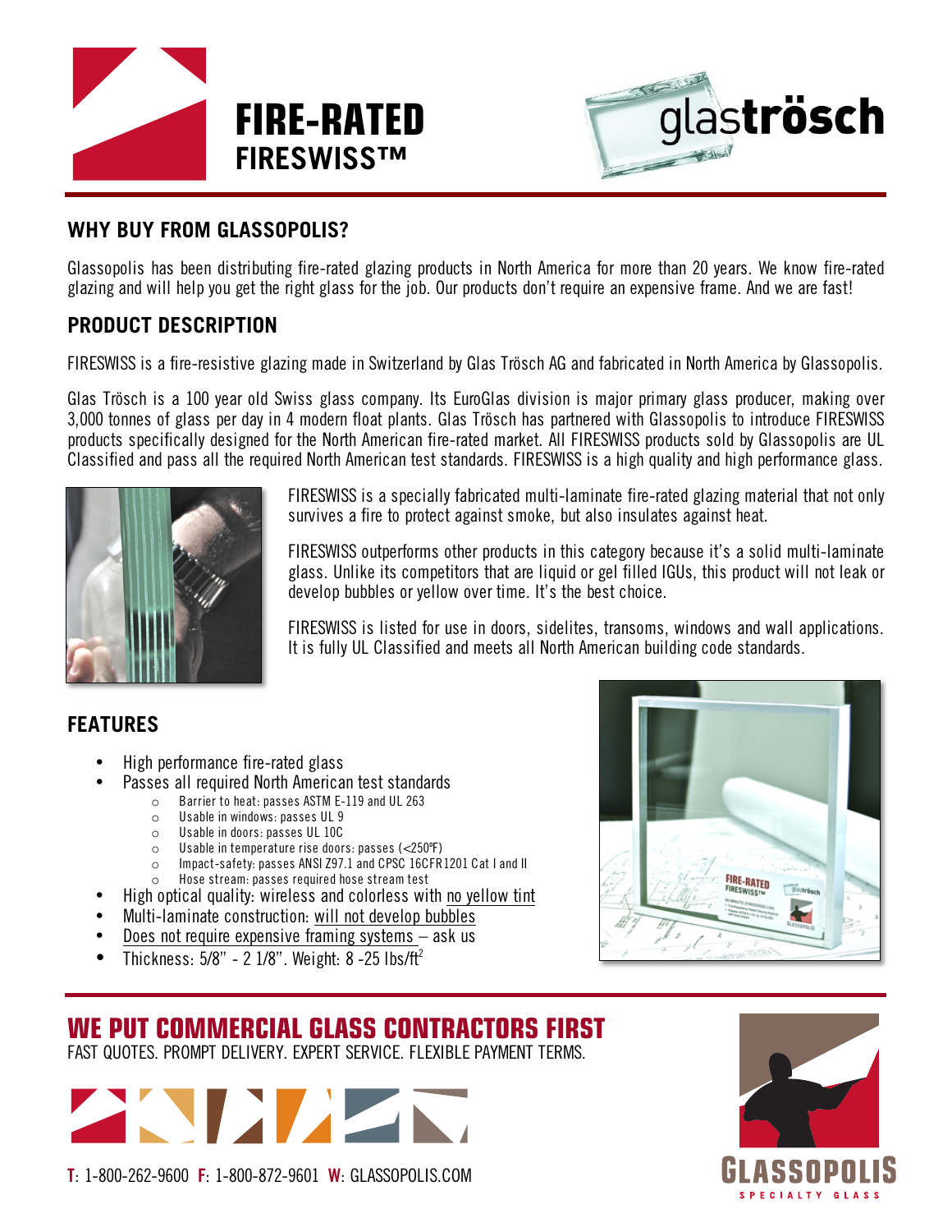# FIRE-RATED

## FIRESWISS™

glaströsch

## WHY BUY FROM GLASSOPOLIS?

Glassopolis has been distributing fire-rated glazing products in North America for more than 20 years. We know fire-rated glazing and will help you get the right glass for the job. Our products don't require an expensive frame. And we are fast!

## PRODUCT DESCRIPTION

FIRESWISS is a fire-resistive glazing made in Switzerland by Glas Trösch AG and fabricated in North America by Glassopolis.

Glas Trösch is a 100 year old Swiss glass company. Its EuroGlas division is major primary glass producer, making over 3,000 tonnes of glass per day in 4 modern float plants. Glas Trösch has partnered with Glassopolis to introduce FIRESWISS products specifically designed for the North American fire-rated market. All FIRESWISS products sold by Glassopolis are UL Classified and pass all the required North American test standards. FIRESWISS is a high quality and high performance glass.

FIRESWISS is a specially fabricated multi-laminate fire-rated glazing material that not only survives a fire to protect against smoke, but also insulates against heat.

FIRESWISS outperforms other products in this category because it's a solid multi-laminate glass. Unlike its competitors that are liquid or gel filled IGUs, this product will not leak or develop bubbles or yellow over time. It's the best choice.

FIRESWISS is listed for use in doors, sidelites, transoms, windows and wall applications. It is fully UL Classified and meets all North American building code standards.

## FEATURES

- High performance fire-rated glass
- Passes all required North American test standards
  - Barrier to heat: passes ASTM E-119 and UL 263
  - Usable in windows: passes UL 9
  - Usable in doors: passes UL 10C
  - Usable in temperature rise doors: passes (<250°F)
  - Impact-safety: passes ANSI Z97.1 and CPSC 16CFR1201 Cat I and II
  - Hose stream: passes required hose stream test
- High optical quality: wireless and colorless with no yellow tint
- Multi-laminate construction: will not develop bubbles
- Does not require expensive framing systems – ask us
- Thickness: 5/8" - 2 1/8". Weight: 8 -25 lbs/ft$^2$

## WE PUT COMMERCIAL GLASS CONTRACTORS FIRST

FAST QUOTES. PROMPT DELIVERY. EXPERT SERVICE. FLEXIBLE PAYMENT TERMS.

**T**: 1-800-262-9600 **F**: 1-800-872-9601 **W**: GLASSOPOLIS.COM

GLASSOPOLIS SPECIALTY GLASS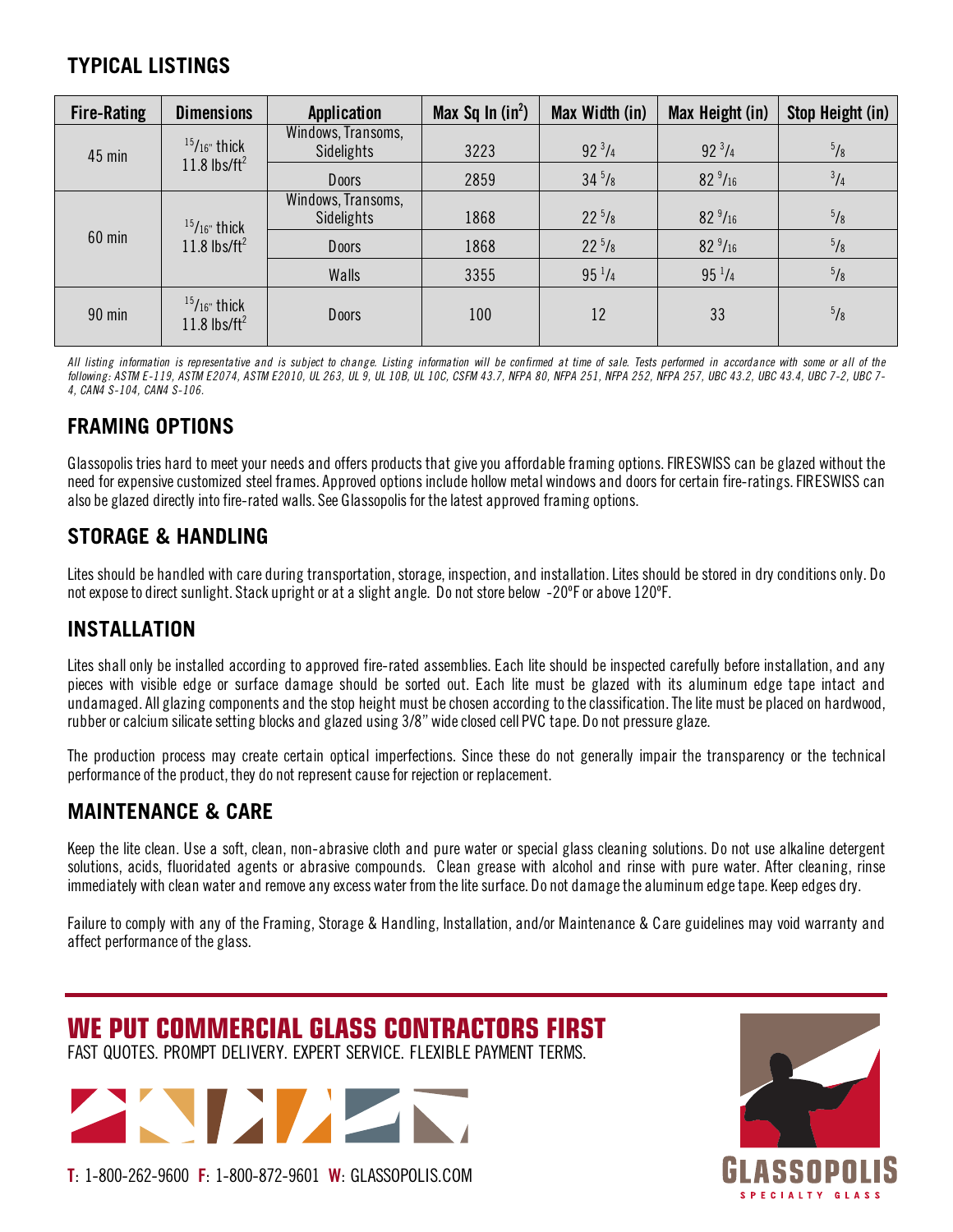## TYPICAL LISTINGS

| Fire-Rating | Dimensions | Application | Max Sq In ($in^2$) | Max Width (in) | Max Height (in) | Stop Height (in) |
|---|---|---|---|---|---|---|
| 45 min | 15/16" thick 11.8 lbs/ft$^2$ | Windows, Transoms, Sidelights | 3223 | 92 3/4 | 92 3/4 | 5/8 |
| | | Doors | 2859 | 34 5/8 | 82 9/16 | 3/4 |
| 60 min | 15/16" thick 11.8 lbs/ft$^2$ | Windows, Transoms, Sidelights | 1868 | 22 5/8 | 82 9/16 | 5/8 |
| | | Doors | 1868 | 22 5/8 | 82 9/16 | 5/8 |
| | | Walls | 3355 | 95 1/4 | 95 1/4 | 5/8 |
| 90 min | 15/16" thick 11.8 lbs/ft$^2$ | Doors | 100 | 12 | 33 | 5/8 |

*All listing information is representative and is subject to change. Listing information will be confirmed at time of sale. Tests performed in accordance with some or all of the following: ASTM E-119, ASTM E2074, ASTM E2010, UL 263, UL 9, UL 10B, UL 10C, CSFM 43.7, NFPA 80, NFPA 251, NFPA 252, NFPA 257, UBC 43.2, UBC 43.4, UBC 7-2, UBC 7-4, CAN4 S-104, CAN4 S-106.*

## FRAMING OPTIONS

Glassopolis tries hard to meet your needs and offers products that give you affordable framing options. FIRESWISS can be glazed without the need for expensive customized steel frames. Approved options include hollow metal windows and doors for certain fire-ratings. FIRESWISS can also be glazed directly into fire-rated walls. See Glassopolis for the latest approved framing options.

## STORAGE & HANDLING

Lites should be handled with care during transportation, storage, inspection, and installation. Lites should be stored in dry conditions only. Do not expose to direct sunlight. Stack upright or at a slight angle. Do not store below -20ºF or above 120ºF.

## INSTALLATION

Lites shall only be installed according to approved fire-rated assemblies. Each lite should be inspected carefully before installation, and any pieces with visible edge or surface damage should be sorted out. Each lite must be glazed with its aluminum edge tape intact and undamaged. All glazing components and the stop height must be chosen according to the classification. The lite must be placed on hardwood, rubber or calcium silicate setting blocks and glazed using 3/8" wide closed cell PVC tape. Do not pressure glaze.

The production process may create certain optical imperfections. Since these do not generally impair the transparency or the technical performance of the product, they do not represent cause for rejection or replacement.

## MAINTENANCE & CARE

Keep the lite clean. Use a soft, clean, non-abrasive cloth and pure water or special glass cleaning solutions. Do not use alkaline detergent solutions, acids, fluoridated agents or abrasive compounds. Clean grease with alcohol and rinse with pure water. After cleaning, rinse immediately with clean water and remove any excess water from the lite surface. Do not damage the aluminum edge tape. Keep edges dry.

Failure to comply with any of the Framing, Storage & Handling, Installation, and/or Maintenance & Care guidelines may void warranty and affect performance of the glass.

## WE PUT COMMERCIAL GLASS CONTRACTORS FIRST

FAST QUOTES. PROMPT DELIVERY. EXPERT SERVICE. FLEXIBLE PAYMENT TERMS.

**T**: 1-800-262-9600 **F**: 1-800-872-9601 **W**: GLASSOPOLIS.COM

GLASSOPOLIS
SPECIALTY GLASS